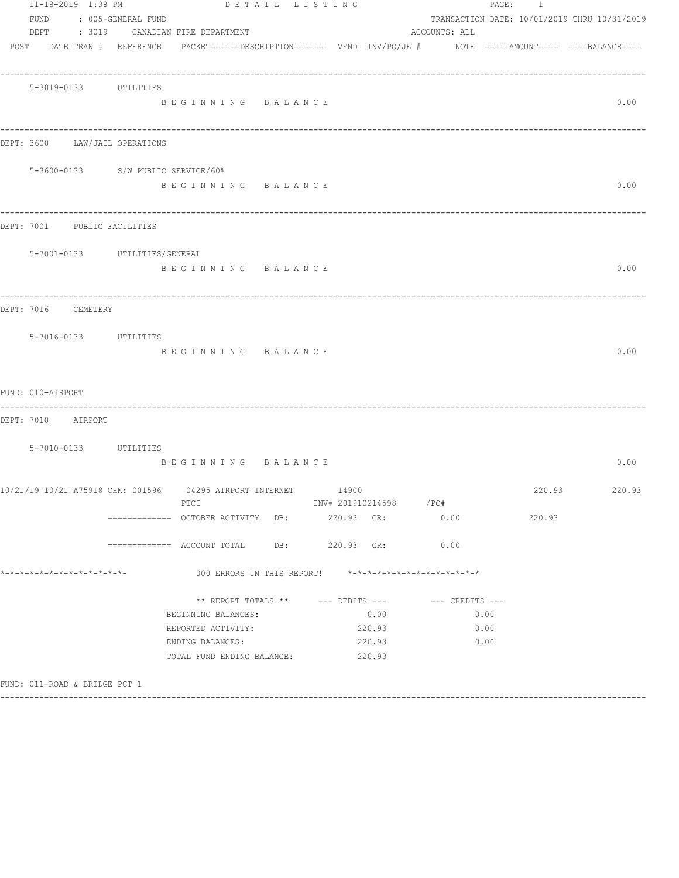11-18-2019 1:38 PM DETAIL LISTING

FUND : 005-GENERAL FUND TRANSACTION DATE: 10/01/2019 THRU 10/31/2019

DEPT : 3019 CANADIAN FIRE DEPARTMENT ACCOUNTS: ALL

POST DATE TRAN # REFERENCE PACKET======DESCRIPTION======= VEND INV/PO/JE # NOTE =====AMOUNT==== ====BALANCE====

---

5-3019-0133 UTILITIES

B E G I N N I N G B A L A N C E 0.00

---

DEPT: 3600 LAW/JAIL OPERATIONS

5-3600-0133 S/W PUBLIC SERVICE/60%

B E G I N N I N G B A L A N C E 0.00

---

DEPT: 7001 PUBLIC FACILITIES

5-7001-0133 UTILITIES/GENERAL

B E G I N N I N G B A L A N C E 0.00

---

DEPT: 7016 CEMETERY

5-7016-0133 UTILITIES

B E G I N N I N G B A L A N C E 0.00

FUND: 010-AIRPORT

---

DEPT: 7010 AIRPORT

5-7010-0133 UTILITIES

B E G I N N I N G B A L A N C E 0.00

10/21/19 10/21 A75918 CHK: 001596 04295 AIRPORT INTERNET 14900 220.93 220.93

PTCI INV# 201910214598 /PO#

============= OCTOBER ACTIVITY DB: 220.93 CR: 0.00 220.93

============= ACCOUNT TOTAL DB: 220.93 CR: 0.00

*-*-*-*-*-*-*-*-*-*-*-*-*- 000 ERRORS IN THIS REPORT! *-*-*-*-*-*-*-*-*-*-*-*-*-*

| ** REPORT TOTALS ** | --- DEBITS --- | --- CREDITS --- |
|---|---|---|
| BEGINNING BALANCES: | 0.00 | 0.00 |
| REPORTED ACTIVITY: | 220.93 | 0.00 |
| ENDING BALANCES: | 220.93 | 0.00 |
| TOTAL FUND ENDING BALANCE: | 220.93 | |

FUND: 011-ROAD & BRIDGE PCT 1

---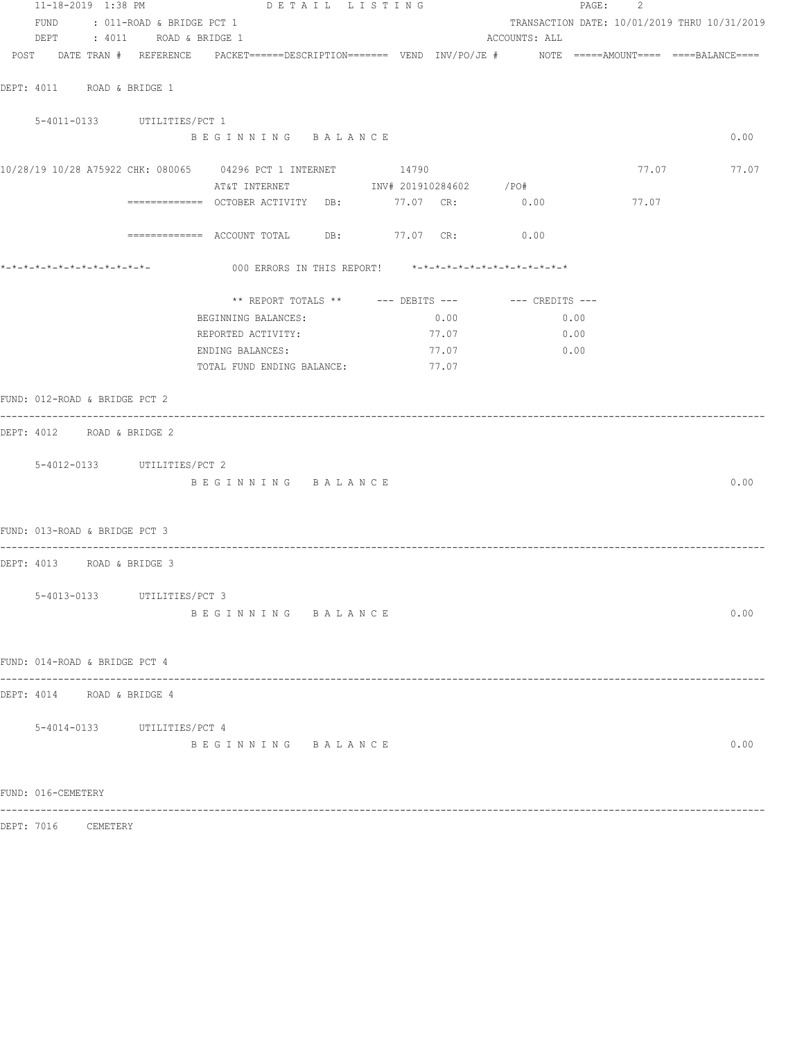FUND : 011-ROAD & BRIDGE PCT 1 TRANSACTION DATE: 10/01/2019 THRU 10/31/2019
DEPT : 4011 ROAD & BRIDGE 1 ACCOUNTS: ALL

POST DATE TRAN # REFERENCE PACKET======DESCRIPTION======= VEND INV/PO/JE # NOTE =====AMOUNT==== ====BALANCE====

DEPT: 4011 ROAD & BRIDGE 1

5-4011-0133 UTILITIES/PCT 1

B E G I N N I N G B A L A N C E 0.00

10/28/19 10/28 A75922 CHK: 080065 04296 PCT 1 INTERNET 14790 77.07 77.07
AT&T INTERNET INV# 201910284602 /PO#

============= OCTOBER ACTIVITY DB: 77.07 CR: 0.00 77.07

============= ACCOUNT TOTAL DB: 77.07 CR: 0.00

*-*-*-*-*-*-*-*-*-*-*-*-*- 000 ERRORS IN THIS REPORT! *-*-*-*-*-*-*-*-*-*-*-*-*-*

| ** REPORT TOTALS ** | --- DEBITS --- | --- CREDITS --- |
|---|---|---|
| BEGINNING BALANCES: | 0.00 | 0.00 |
| REPORTED ACTIVITY: | 77.07 | 0.00 |
| ENDING BALANCES: | 77.07 | 0.00 |
| TOTAL FUND ENDING BALANCE: | 77.07 | |

FUND: 012-ROAD & BRIDGE PCT 2

DEPT: 4012 ROAD & BRIDGE 2

5-4012-0133 UTILITIES/PCT 2

B E G I N N I N G B A L A N C E 0.00

FUND: 013-ROAD & BRIDGE PCT 3

DEPT: 4013 ROAD & BRIDGE 3

5-4013-0133 UTILITIES/PCT 3

B E G I N N I N G B A L A N C E 0.00

FUND: 014-ROAD & BRIDGE PCT 4

DEPT: 4014 ROAD & BRIDGE 4

5-4014-0133 UTILITIES/PCT 4

B E G I N N I N G B A L A N C E 0.00

FUND: 016-CEMETERY

DEPT: 7016 CEMETERY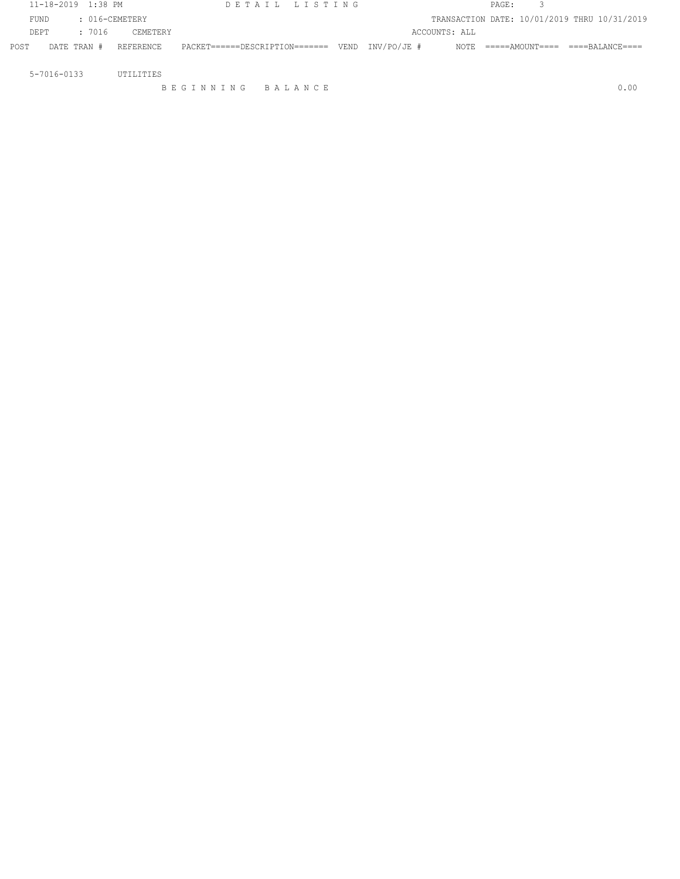11-18-2019 1:38 PM — DETAIL LISTING

FUND : 016-CEMETERY — TRANSACTION DATE: 10/01/2019 THRU 10/31/2019

DEPT : 7016 CEMETERY — ACCOUNTS: ALL

| POST | DATE | TRAN # | REFERENCE | PACKET | DESCRIPTION | VEND | INV/PO/JE # | NOTE | AMOUNT | BALANCE |
|---|---|---|---|---|---|---|---|---|---|---|
| 5-7016-0133 | | | UTILITIES | | | | | | | |
| | | | | | BEGINNING BALANCE | | | | | 0.00 |